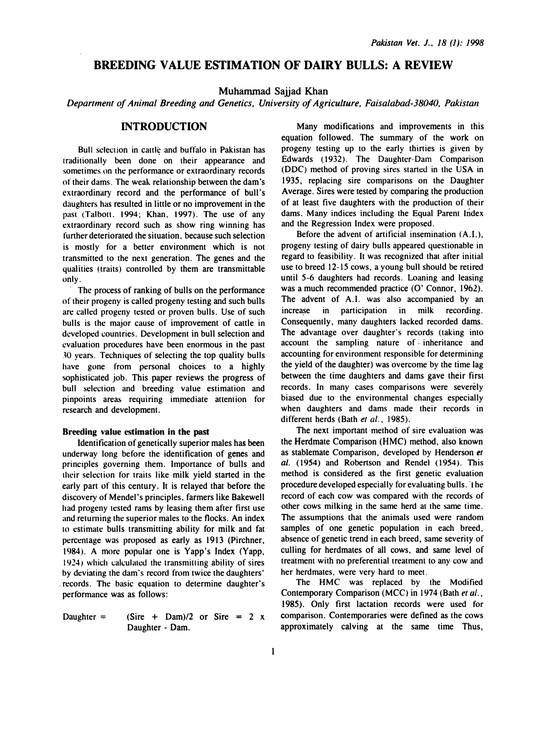# BREEDING VALUE ESTIMATION OF DAIRY BULLS: A REVIEW

Muhammad Sajjad Khan

*Department of Animal Breeding and Genetics, University of Agriculture, Faisalabad-38040, Pakistan*

## INTRODUCTION

Bull selection in cattle and buffalo in Pakistan has traditionally been done on their appearance and sometimes on the performance or extraordinary records of their dams. The weak relationship between the dam's extraordinary record and the performance of bull's daughters has resulted in little or no improvement in the past (Talbott, 1994; Khan, 1997). The use of any extraordinary record such as show ring winning has further deteriorated the situation, because such selection is mostly for a better environment which is not transmitted to the next generation. The genes and the qualities (traits) controlled by them are transmittable only.

The process of ranking of bulls on the performance of their progeny is called progeny testing and such bulls are called progeny tested or proven bulls. Use of such bulls is the major cause of improvement of cattle in developed countries. Development in bull selection and evaluation procedures have been enormous in the past 30 years. Techniques of selecting the top quality bulls have gone from personal choices to a highly sophisticated job. This paper reviews the progress of bull selection and breeding value estimation and pinpoints areas requiring immediate attention for research and development.

### Breeding value estimation in the past

Identification of genetically superior males has been underway long before the identification of genes and principles governing them. Importance of bulls and their selection for traits like milk yield started in the early part of this century. It is relayed that before the discovery of Mendel's principles, farmers like Bakewell had progeny tested rams by leasing them after first use and returning the superior males to the flocks. An index to estimate bulls transmitting ability for milk and fat percentage was proposed as early as 1913 (Pirchner, 1984). A more popular one is Yapp's Index (Yapp, 1924) which calculated the transmitting ability of sires by deviating the dam's record from twice the daughters' records. The basic equation to determine daughter's performance was as follows:

$$\text{Daughter} = (\text{Sire} + \text{Dam})/2 \quad \text{or} \quad \text{Sire} = 2 \times \text{Daughter} - \text{Dam}.$$

Many modifications and improvements in this equation followed. The summary of the work on progeny testing up to the early thirties is given by Edwards (1932). The Daughter-Dam Comparison (DDC) method of proving sires started in the USA in 1935, replacing sire comparisons on the Daughter Average. Sires were tested by comparing the production of at least five daughters with the production of their dams. Many indices including the Equal Parent Index and the Regression Index were proposed.

Before the advent of artificial insemination (A.I.), progeny testing of dairy bulls appeared questionable in regard to feasibility. It was recognized that after initial use to breed 12-15 cows, a young bull should be retired until 5-6 daughters had records. Loaning and leasing was a much recommended practice (O' Connor, 1962). The advent of A.I. was also accompanied by an increase in participation in milk recording. Consequently, many daughters lacked recorded dams. The advantage over daughter's records (taking into account the sampling nature of inheritance and accounting for environment responsible for determining the yield of the daughter) was overcome by the time lag between the time daughters and dams gave their first records. In many cases comparisons were severely biased due to the environmental changes especially when daughters and dams made their records in different herds (Bath *et al.*, 1985).

The next important method of sire evaluation was the Herdmate Comparison (HMC) method, also known as stablemate Comparison, developed by Henderson *et al.* (1954) and Robertson and Rendel (1954). This method is considered as the first genetic evaluation procedure developed especially for evaluating bulls. The record of each cow was compared with the records of other cows milking in the same herd at the same time. The assumptions that the animals used were random samples of one genetic population in each breed, absence of genetic trend in each breed, same severity of culling for herdmates of all cows, and same level of treatment with no preferential treatment to any cow and her herdmates, were very hard to meet.

The HMC was replaced by the Modified Contemporary Comparison (MCC) in 1974 (Bath *et al.*, 1985). Only first lactation records were used for comparison. Contemporaries were defined as the cows approximately calving at the same time Thus,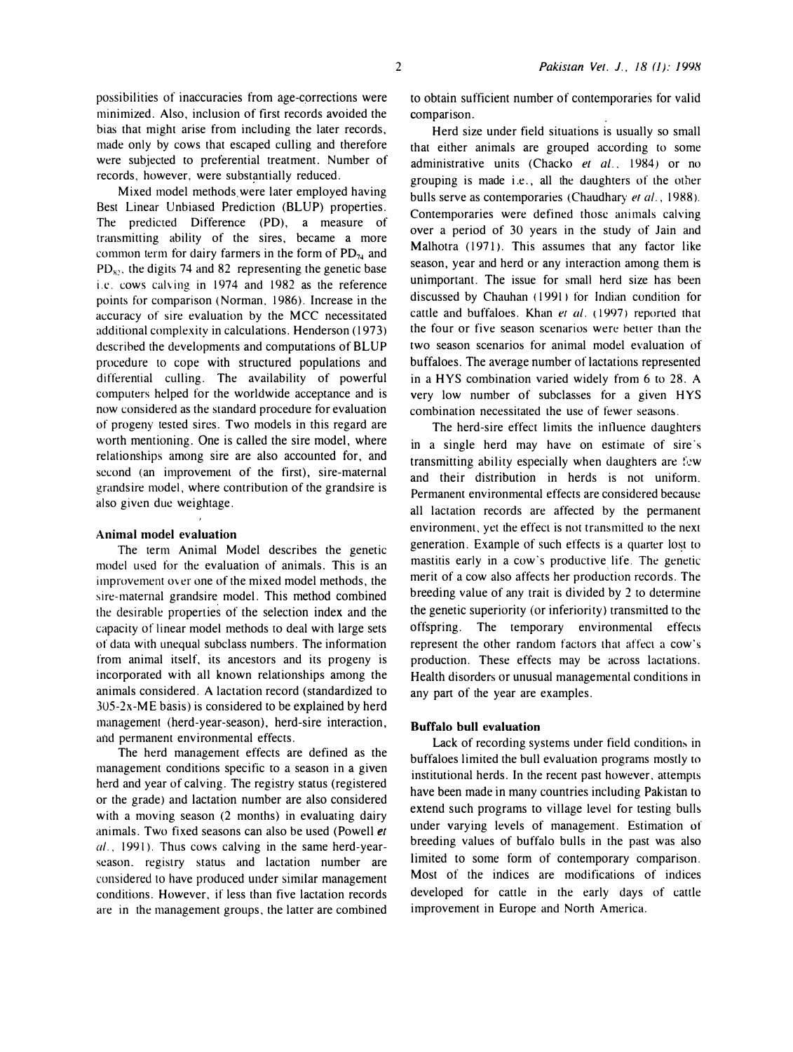possibilities of inaccuracies from age-corrections were minimized. Also, inclusion of first records avoided the bias that might arise from including the later records, made only by cows that escaped culling and therefore were subjected to preferential treatment. Number of records, however, were substantially reduced.

Mixed model methods were later employed having Best Linear Unbiased Prediction (BLUP) properties. The predicted Difference (PD), a measure of transmitting ability of the sires, became a more common term for dairy farmers in the form of $PD_{74}$ and $PD_{82}$, the digits 74 and 82 representing the genetic base i.e. cows calving in 1974 and 1982 as the reference points for comparison (Norman, 1986). Increase in the accuracy of sire evaluation by the MCC necessitated additional complexity in calculations. Henderson (1973) described the developments and computations of BLUP procedure to cope with structured populations and differential culling. The availability of powerful computers helped for the worldwide acceptance and is now considered as the standard procedure for evaluation of progeny tested sires. Two models in this regard are worth mentioning. One is called the sire model, where relationships among sire are also accounted for, and second (an improvement of the first), sire-maternal grandsire model, where contribution of the grandsire is also given due weightage.

### Animal model evaluation

The term Animal Model describes the genetic model used for the evaluation of animals. This is an improvement over one of the mixed model methods, the sire-maternal grandsire model. This method combined the desirable properties of the selection index and the capacity of linear model methods to deal with large sets of data with unequal subclass numbers. The information from animal itself, its ancestors and its progeny is incorporated with all known relationships among the animals considered. A lactation record (standardized to 305-2x-ME basis) is considered to be explained by herd management (herd-year-season), herd-sire interaction, and permanent environmental effects.

The herd management effects are defined as the management conditions specific to a season in a given herd and year of calving. The registry status (registered or the grade) and lactation number are also considered with a moving season (2 months) in evaluating dairy animals. Two fixed seasons can also be used (Powell *et al.*, 1991). Thus cows calving in the same herd-year-season, registry status and lactation number are considered to have produced under similar management conditions. However, if less than five lactation records are in the management groups, the latter are combined to obtain sufficient number of contemporaries for valid comparison.

Herd size under field situations is usually so small that either animals are grouped according to some administrative units (Chacko *et al.*, 1984) or no grouping is made i.e., all the daughters of the other bulls serve as contemporaries (Chaudhary *et al.*, 1988). Contemporaries were defined those animals calving over a period of 30 years in the study of Jain and Malhotra (1971). This assumes that any factor like season, year and herd or any interaction among them is unimportant. The issue for small herd size has been discussed by Chauhan (1991) for Indian condition for cattle and buffaloes. Khan *et al.* (1997) reported that the four or five season scenarios were better than the two season scenarios for animal model evaluation of buffaloes. The average number of lactations represented in a HYS combination varied widely from 6 to 28. A very low number of subclasses for a given HYS combination necessitated the use of fewer seasons.

The herd-sire effect limits the influence daughters in a single herd may have on estimate of sire's transmitting ability especially when daughters are few and their distribution in herds is not uniform. Permanent environmental effects are considered because all lactation records are affected by the permanent environment, yet the effect is not transmitted to the next generation. Example of such effects is a quarter lost to mastitis early in a cow's productive life. The genetic merit of a cow also affects her production records. The breeding value of any trait is divided by 2 to determine the genetic superiority (or inferiority) transmitted to the offspring. The temporary environmental effects represent the other random factors that affect a cow's production. These effects may be across lactations. Health disorders or unusual managemental conditions in any part of the year are examples.

### Buffalo bull evaluation

Lack of recording systems under field conditions in buffaloes limited the bull evaluation programs mostly to institutional herds. In the recent past however, attempts have been made in many countries including Pakistan to extend such programs to village level for testing bulls under varying levels of management. Estimation of breeding values of buffalo bulls in the past was also limited to some form of contemporary comparison. Most of the indices are modifications of indices developed for cattle in the early days of cattle improvement in Europe and North America.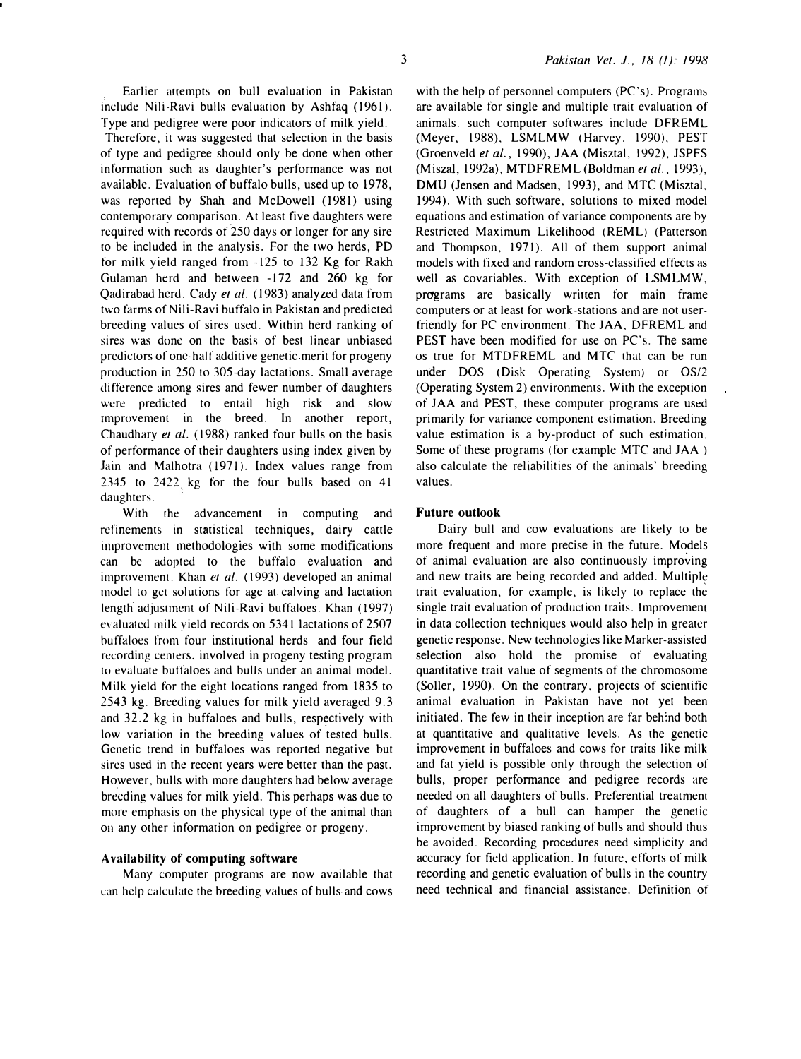Earlier attempts on bull evaluation in Pakistan include Nili-Ravi bulls evaluation by Ashfaq (1961). Type and pedigree were poor indicators of milk yield. Therefore, it was suggested that selection in the basis of type and pedigree should only be done when other information such as daughter's performance was not available. Evaluation of buffalo bulls, used up to 1978, was reported by Shah and McDowell (1981) using contemporary comparison. At least five daughters were required with records of 250 days or longer for any sire to be included in the analysis. For the two herds, PD for milk yield ranged from -125 to 132 Kg for Rakh Gulaman herd and between -172 and 260 kg for Qadirabad herd. Cady *et al.* (1983) analyzed data from two farms of Nili-Ravi buffalo in Pakistan and predicted breeding values of sires used. Within herd ranking of sires was done on the basis of best linear unbiased predictors of one-half additive genetic merit for progeny production in 250 to 305-day lactations. Small average difference among sires and fewer number of daughters were predicted to entail high risk and slow improvement in the breed. In another report, Chaudhary *et al.* (1988) ranked four bulls on the basis of performance of their daughters using index given by Jain and Malhotra (1971). Index values range from 2345 to 2422 kg for the four bulls based on 41 daughters.

With the advancement in computing and refinements in statistical techniques, dairy cattle improvement methodologies with some modifications can be adopted to the buffalo evaluation and improvement. Khan *et al.* (1993) developed an animal model to get solutions for age at calving and lactation length adjustment of Nili-Ravi buffaloes. Khan (1997) evaluated milk yield records on 5341 lactations of 2507 buffaloes from four institutional herds and four field recording centers, involved in progeny testing program to evaluate buffaloes and bulls under an animal model. Milk yield for the eight locations ranged from 1835 to 2543 kg. Breeding values for milk yield averaged 9.3 and 32.2 kg in buffaloes and bulls, respectively with low variation in the breeding values of tested bulls. Genetic trend in buffaloes was reported negative but sires used in the recent years were better than the past. However, bulls with more daughters had below average breeding values for milk yield. This perhaps was due to more emphasis on the physical type of the animal than on any other information on pedigree or progeny.

## Availability of computing software

Many computer programs are now available that can help calculate the breeding values of bulls and cows with the help of personnel computers (PC's). Programs are available for single and multiple trait evaluation of animals. such computer softwares include DFREML (Meyer, 1988), LSMLMW (Harvey, 1990), PEST (Groenveld *et al.*, 1990), JAA (Misztal, 1992), JSPFS (Miszal, 1992a), MTDFREML (Boldman *et al.*, 1993), DMU (Jensen and Madsen, 1993), and MTC (Misztal, 1994). With such software, solutions to mixed model equations and estimation of variance components are by Restricted Maximum Likelihood (REML) (Patterson and Thompson, 1971). All of them support animal models with fixed and random cross-classified effects as well as covariables. With exception of LSMLMW, programs are basically written for main frame computers or at least for work-stations and are not user-friendly for PC environment. The JAA, DFREML and PEST have been modified for use on PC's. The same os true for MTDFREML and MTC that can be run under DOS (Disk Operating System) or OS/2 (Operating System 2) environments. With the exception of JAA and PEST, these computer programs are used primarily for variance component estimation. Breeding value estimation is a by-product of such estimation. Some of these programs (for example MTC and JAA) also calculate the reliabilities of the animals' breeding values.

## Future outlook

Dairy bull and cow evaluations are likely to be more frequent and more precise in the future. Models of animal evaluation are also continuously improving and new traits are being recorded and added. Multiple trait evaluation, for example, is likely to replace the single trait evaluation of production traits. Improvement in data collection techniques would also help in greater genetic response. New technologies like Marker-assisted selection also hold the promise of evaluating quantitative trait value of segments of the chromosome (Soller, 1990). On the contrary, projects of scientific animal evaluation in Pakistan have not yet been initiated. The few in their inception are far behind both at quantitative and qualitative levels. As the genetic improvement in buffaloes and cows for traits like milk and fat yield is possible only through the selection of bulls, proper performance and pedigree records are needed on all daughters of bulls. Preferential treatment of daughters of a bull can hamper the genetic improvement by biased ranking of bulls and should thus be avoided. Recording procedures need simplicity and accuracy for field application. In future, efforts of milk recording and genetic evaluation of bulls in the country need technical and financial assistance. Definition of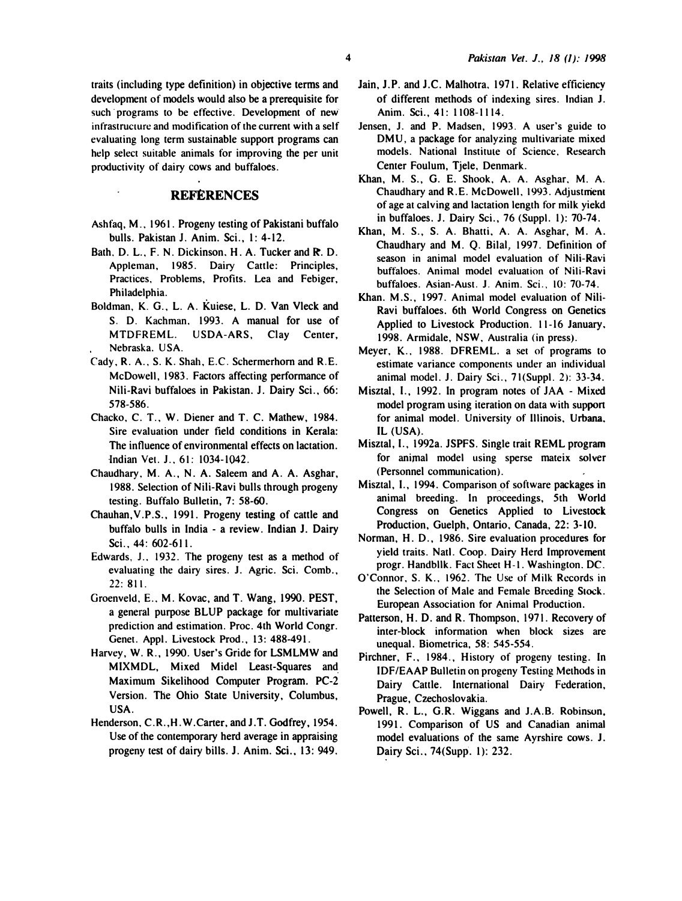traits (including type definition) in objective terms and development of models would also be a prerequisite for such programs to be effective. Development of new infrastructure and modification of the current with a self evaluating long term sustainable support programs can help select suitable animals for improving the per unit productivity of dairy cows and buffaloes.

## REFERENCES

Ashfaq, M., 1961. Progeny testing of Pakistani buffalo bulls. Pakistan J. Anim. Sci., 1: 4-12.

Bath, D. L., F. N. Dickinson, H. A. Tucker and R. D. Appleman, 1985. Dairy Cattle: Principles, Practices, Problems, Profits. Lea and Febiger, Philadelphia.

Boldman, K. G., L. A. Kuiese, L. D. Van Vleck and S. D. Kachman, 1993. A manual for use of MTDFREML. USDA-ARS, Clay Center, Nebraska. USA.

Cady, R. A., S. K. Shah, E.C. Schermerhorn and R.E. McDowell, 1983. Factors affecting performance of Nili-Ravi buffaloes in Pakistan. J. Dairy Sci., 66: 578-586.

Chacko, C. T., W. Diener and T. C. Mathew, 1984. Sire evaluation under field conditions in Kerala: The influence of environmental effects on lactation. Indian Vet. J., 61: 1034-1042.

Chaudhary, M. A., N. A. Saleem and A. A. Asghar, 1988. Selection of Nili-Ravi bulls through progeny testing. Buffalo Bulletin, 7: 58-60.

Chauhan, V.P.S., 1991. Progeny testing of cattle and buffalo bulls in India - a review. Indian J. Dairy Sci., 44: 602-611.

Edwards, J., 1932. The progeny test as a method of evaluating the dairy sires. J. Agric. Sci. Comb., 22: 811.

Groenveld, E., M. Kovac, and T. Wang, 1990. PEST, a general purpose BLUP package for multivariate prediction and estimation. Proc. 4th World Congr. Genet. Appl. Livestock Prod., 13: 488-491.

Harvey, W. R., 1990. User's Gride for LSMLMW and MIXMDL, Mixed Midel Least-Squares and Maximum Sikelihood Computer Program. PC-2 Version. The Ohio State University, Columbus, USA.

Henderson, C.R., H.W.Carter, and J.T. Godfrey, 1954. Use of the contemporary herd average in appraising progeny test of dairy bills. J. Anim. Sci., 13: 949.

Jain, J.P. and J.C. Malhotra, 1971. Relative efficiency of different methods of indexing sires. Indian J. Anim. Sci., 41: 1108-1114.

Jensen, J. and P. Madsen, 1993. A user's guide to DMU, a package for analyzing multivariate mixed models. National Institute of Science, Research Center Foulum, Tjele, Denmark.

Khan, M. S., G. E. Shook, A. A. Asghar, M. A. Chaudhary and R.E. McDowell, 1993. Adjustment of age at calving and lactation length for milk yiekd in buffaloes. J. Dairy Sci., 76 (Suppl. 1): 70-74.

Khan, M. S., S. A. Bhatti, A. A. Asghar, M. A. Chaudhary and M. Q. Bilal, 1997. Definition of season in animal model evaluation of Nili-Ravi buffaloes. Animal model evaluation of Nili-Ravi buffaloes. Asian-Aust. J. Anim. Sci., 10: 70-74.

Khan, M.S., 1997. Animal model evaluation of Nili-Ravi buffaloes. 6th World Congress on Genetics Applied to Livestock Production. 11-16 January, 1998. Armidale, NSW, Australia (in press).

Meyer, K., 1988. DFREML. a set of programs to estimate variance components under an individual animal model. J. Dairy Sci., 71(Suppl. 2): 33-34.

Misztal, I., 1992. In program notes of JAA - Mixed model program using iteration on data with support for animal model. University of Illinois, Urbana, IL (USA).

Misztal, I., 1992a. JSPFS. Single trait REML program for animal model using sperse mateix solver (Personnel communication).

Misztal, I., 1994. Comparison of software packages in animal breeding. In proceedings, 5th World Congress on Genetics Applied to Livestock Production, Guelph, Ontario, Canada, 22: 3-10.

Norman, H. D., 1986. Sire evaluation procedures for yield traits. Natl. Coop. Dairy Herd Improvement progr. Handbllk. Fact Sheet H-1. Washington. DC.

O'Connor, S. K., 1962. The Use of Milk Records in the Selection of Male and Female Breeding Stock. European Association for Animal Production.

Patterson, H. D. and R. Thompson, 1971. Recovery of inter-block information when block sizes are unequal. Biometrica, 58: 545-554.

Pirchner, F., 1984., History of progeny testing. In IDF/EAAP Bulletin on progeny Testing Methods in Dairy Cattle. International Dairy Federation, Prague, Czechoslovakia.

Powell, R. L., G.R. Wiggans and J.A.B. Robinson, 1991. Comparison of US and Canadian animal model evaluations of the same Ayrshire cows. J. Dairy Sci., 74(Supp. 1): 232.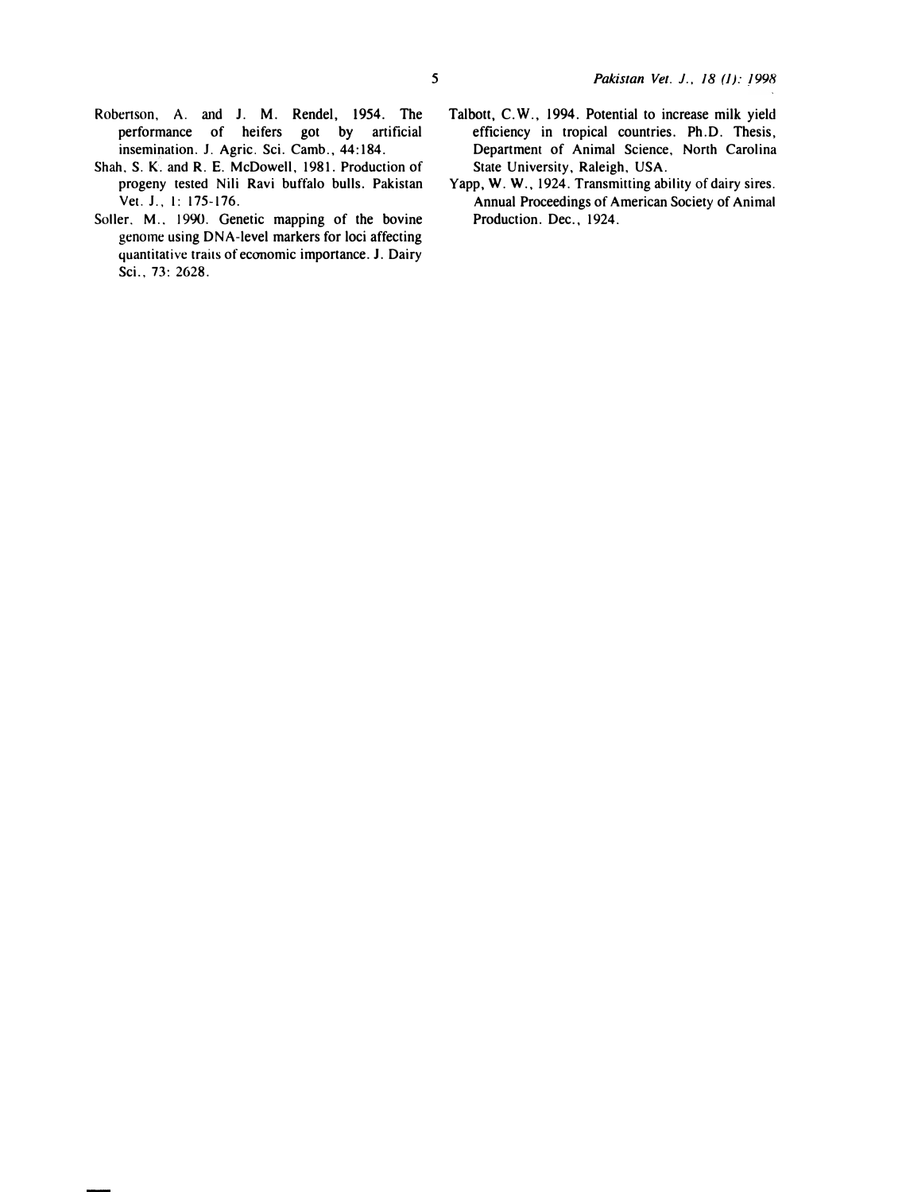Robertson, A. and J. M. Rendel, 1954. The performance of heifers got by artificial insemination. J. Agric. Sci. Camb., 44:184.

Shah, S. K. and R. E. McDowell, 1981. Production of progeny tested Nili Ravi buffalo bulls. Pakistan Vet. J., 1: 175-176.

Soller, M., 1990. Genetic mapping of the bovine genome using DNA-level markers for loci affecting quantitative traits of economic importance. J. Dairy Sci., 73: 2628.

Talbott, C.W., 1994. Potential to increase milk yield efficiency in tropical countries. Ph.D. Thesis, Department of Animal Science, North Carolina State University, Raleigh, USA.

Yapp, W. W., 1924. Transmitting ability of dairy sires. Annual Proceedings of American Society of Animal Production. Dec., 1924.